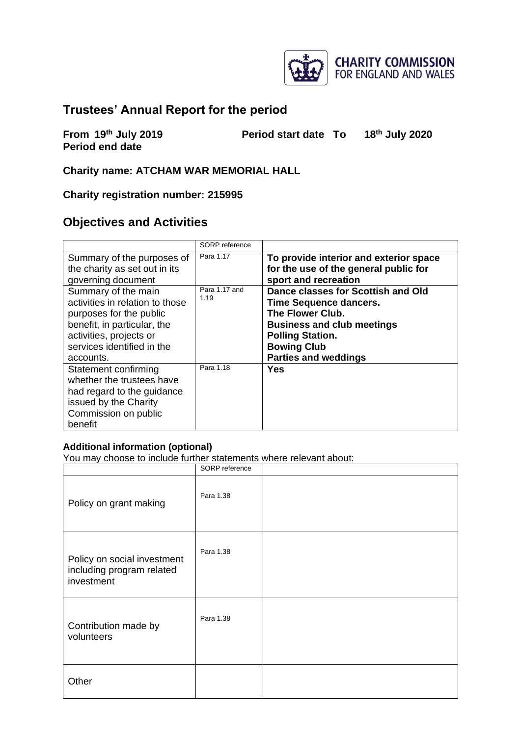CHARITY COMMISSION FOR ENGLAND AND WALES

# Trustees' Annual Report for the period

**From 19th July 2019 Period start date To 18th July 2020 Period end date**

**Charity name: ATCHAM WAR MEMORIAL HALL**

**Charity registration number: 215995**

## Objectives and Activities

| | SORP reference | |
|---|---|---|
| Summary of the purposes of the charity as set out in its governing document | Para 1.17 | **To provide interior and exterior space for the use of the general public for sport and recreation** |
| Summary of the main activities in relation to those purposes for the public benefit, in particular, the activities, projects or services identified in the accounts. | Para 1.17 and 1.19 | **Dance classes for Scottish and Old Time Sequence dancers.**<br>**The Flower Club.**<br>**Business and club meetings**<br>**Polling Station.**<br>**Bowing Club**<br>**Parties and weddings** |
| Statement confirming whether the trustees have had regard to the guidance issued by the Charity Commission on public benefit | Para 1.18 | **Yes** |

### Additional information (optional)

You may choose to include further statements where relevant about:

| | SORP reference | |
|---|---|---|
| Policy on grant making | Para 1.38 | |
| Policy on social investment including program related investment | Para 1.38 | |
| Contribution made by volunteers | Para 1.38 | |
| Other | | |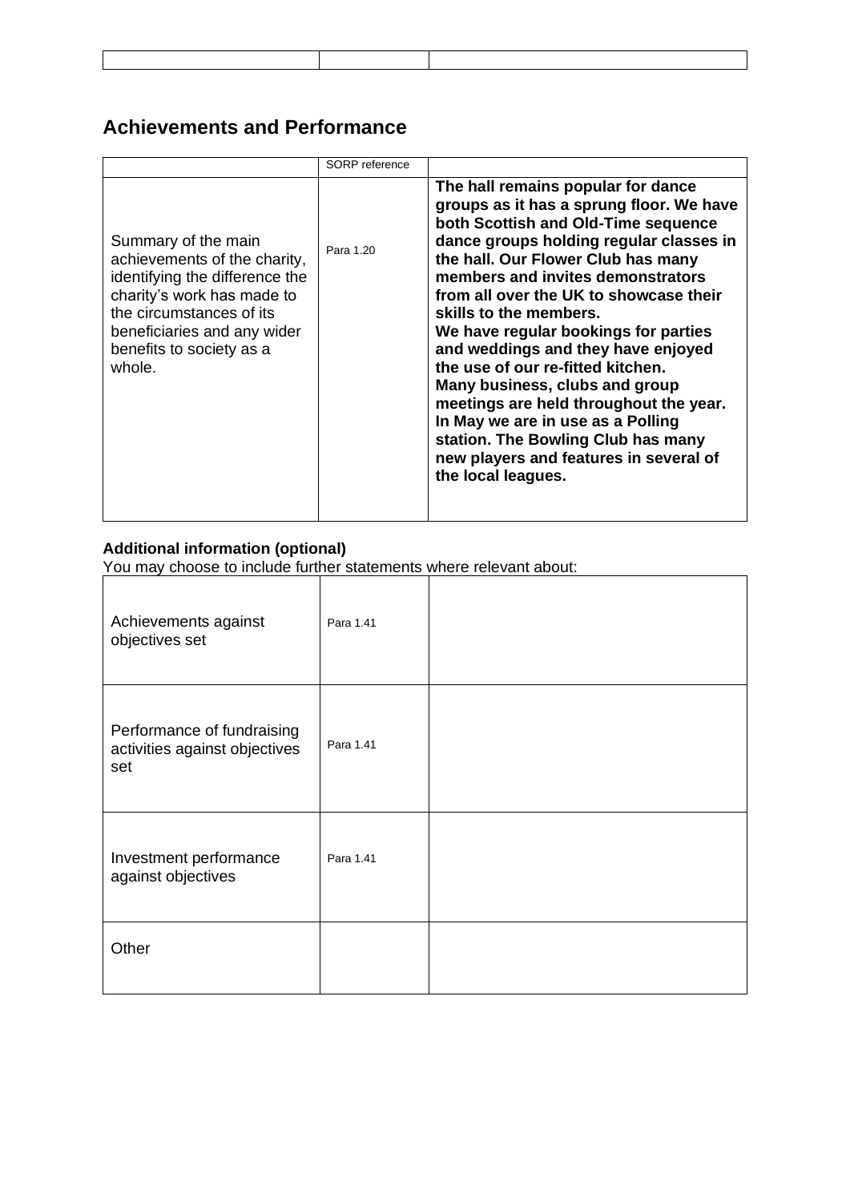| | | |
|---|---|---|

## Achievements and Performance

| | SORP reference | |
|---|---|---|
| Summary of the main achievements of the charity, identifying the difference the charity's work has made to the circumstances of its beneficiaries and any wider benefits to society as a whole. | Para 1.20 | **The hall remains popular for dance groups as it has a sprung floor. We have both Scottish and Old-Time sequence dance groups holding regular classes in the hall. Our Flower Club has many members and invites demonstrators from all over the UK to showcase their skills to the members.<br>We have regular bookings for parties and weddings and they have enjoyed the use of our re-fitted kitchen.<br>Many business, clubs and group meetings are held throughout the year. In May we are in use as a Polling station. The Bowling Club has many new players and features in several of the local leagues.** |

**Additional information (optional)**
You may choose to include further statements where relevant about:

| | | |
|---|---|---|
| Achievements against objectives set | Para 1.41 | |
| Performance of fundraising activities against objectives set | Para 1.41 | |
| Investment performance against objectives | Para 1.41 | |
| Other | | |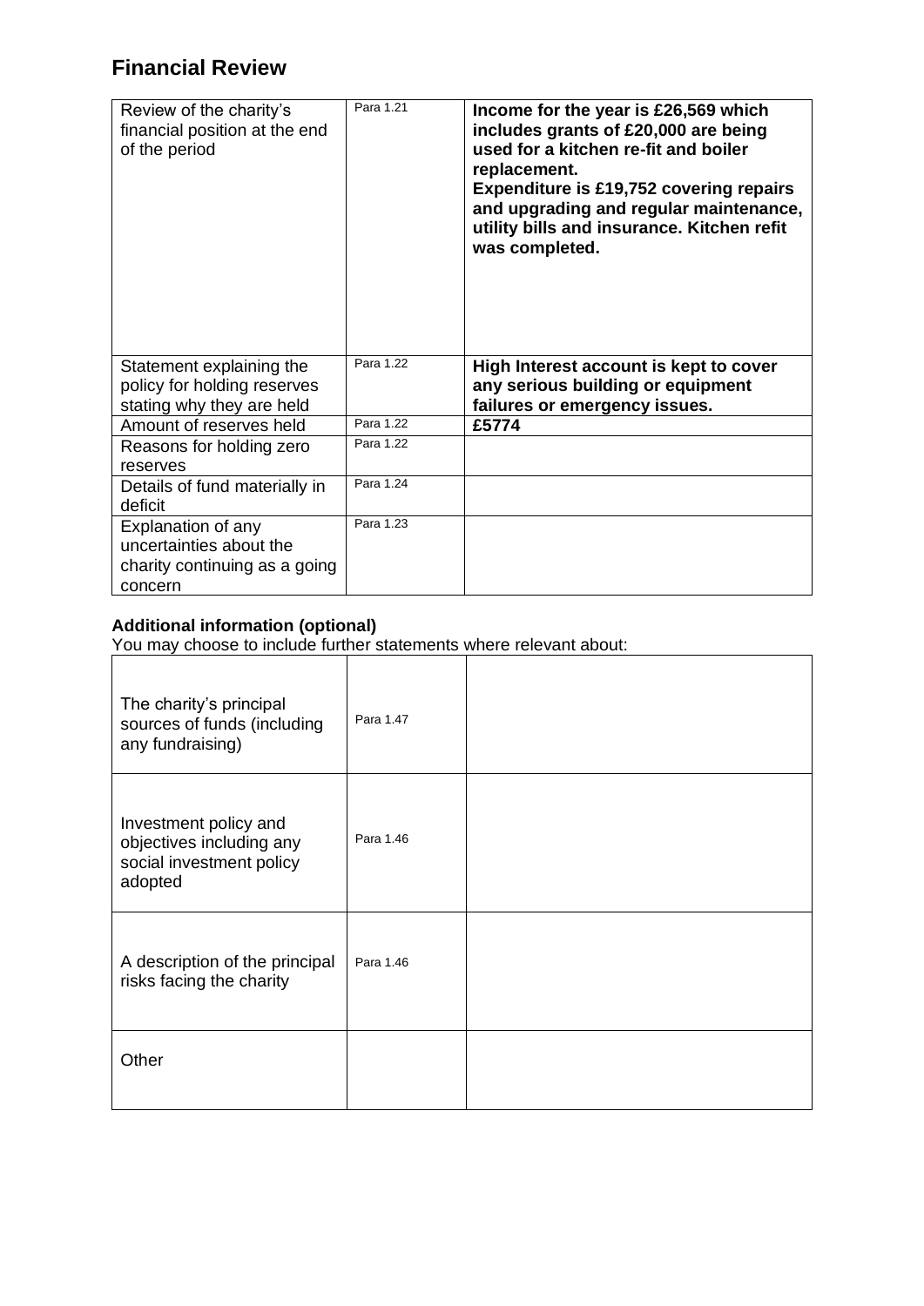## Financial Review

| | | |
|---|---|---|
| Review of the charity's financial position at the end of the period | Para 1.21 | **Income for the year is £26,569 which includes grants of £20,000 are being used for a kitchen re-fit and boiler replacement.**<br>**Expenditure is £19,752 covering repairs and upgrading and regular maintenance, utility bills and insurance. Kitchen refit was completed.** |
| Statement explaining the policy for holding reserves stating why they are held | Para 1.22 | **High Interest account is kept to cover any serious building or equipment failures or emergency issues.** |
| Amount of reserves held | Para 1.22 | **£5774** |
| Reasons for holding zero reserves | Para 1.22 | |
| Details of fund materially in deficit | Para 1.24 | |
| Explanation of any uncertainties about the charity continuing as a going concern | Para 1.23 | |

**Additional information (optional)**

You may choose to include further statements where relevant about:

| | | |
|---|---|---|
| The charity's principal sources of funds (including any fundraising) | Para 1.47 | |
| Investment policy and objectives including any social investment policy adopted | Para 1.46 | |
| A description of the principal risks facing the charity | Para 1.46 | |
| Other | | |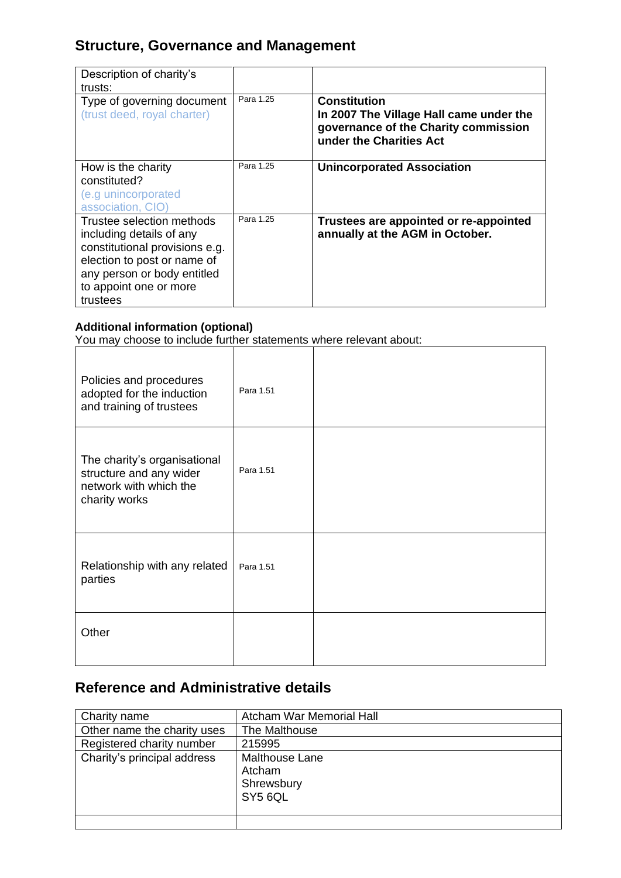## Structure, Governance and Management

| Description of charity's trusts: | | |
|---|---|---|
| Type of governing document (trust deed, royal charter) | Para 1.25 | **Constitution** **In 2007 The Village Hall came under the governance of the Charity commission under the Charities Act** |
| How is the charity constituted? (e.g unincorporated association, CIO) | Para 1.25 | **Unincorporated Association** |
| Trustee selection methods including details of any constitutional provisions e.g. election to post or name of any person or body entitled to appoint one or more trustees | Para 1.25 | **Trustees are appointed or re-appointed annually at the AGM in October.** |

**Additional information (optional)**
You may choose to include further statements where relevant about:

| | | |
|---|---|---|
| Policies and procedures adopted for the induction and training of trustees | Para 1.51 | |
| The charity's organisational structure and any wider network with which the charity works | Para 1.51 | |
| Relationship with any related parties | Para 1.51 | |
| Other | | |

## Reference and Administrative details

| | |
|---|---|
| Charity name | Atcham War Memorial Hall |
| Other name the charity uses | The Malthouse |
| Registered charity number | 215995 |
| Charity's principal address | Malthouse Lane<br>Atcham<br>Shrewsbury<br>SY5 6QL |
| | |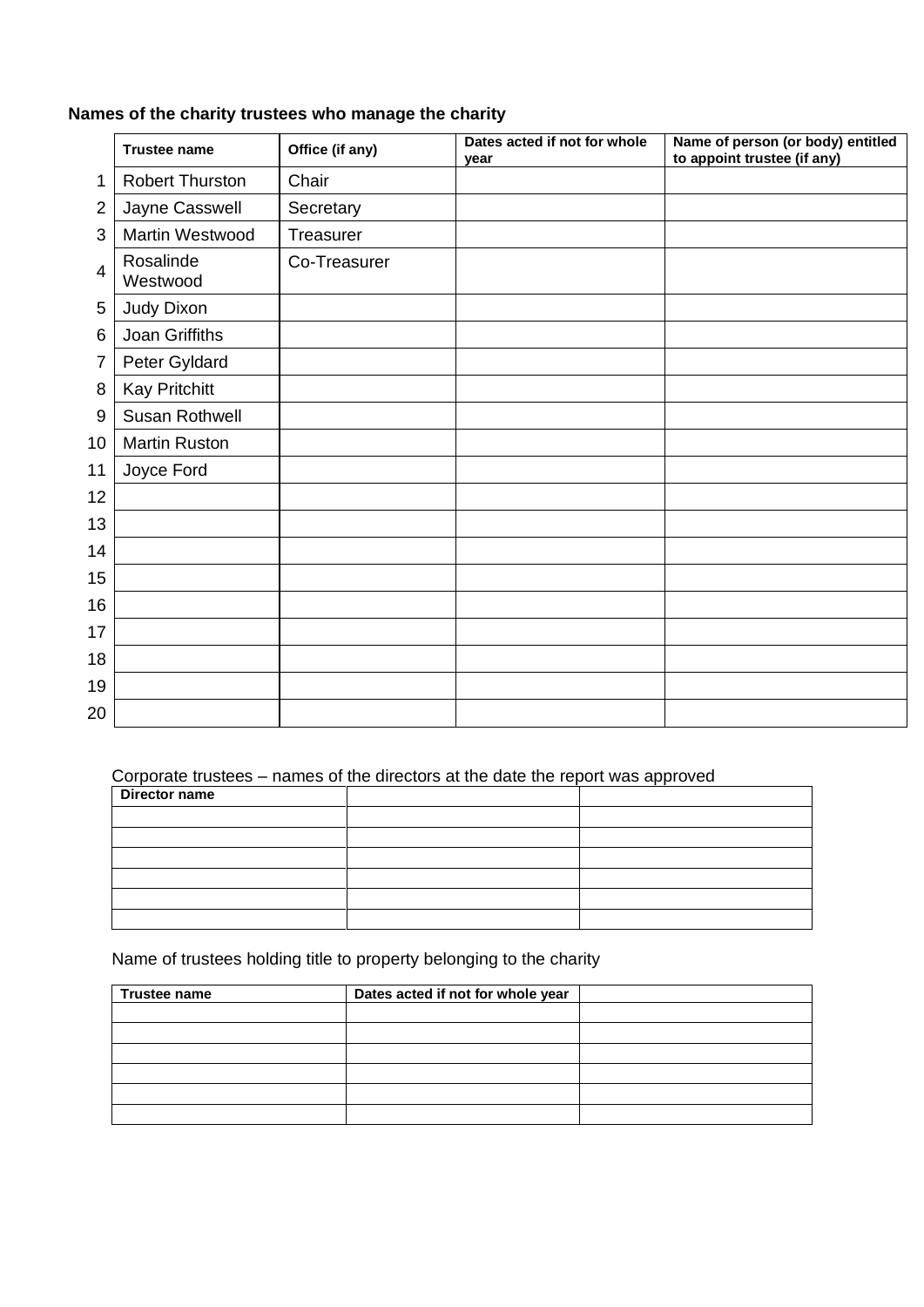**Names of the charity trustees who manage the charity**

| | Trustee name | Office (if any) | Dates acted if not for whole year | Name of person (or body) entitled to appoint trustee (if any) |
|---|---|---|---|---|
| 1 | Robert Thurston | Chair | | |
| 2 | Jayne Casswell | Secretary | | |
| 3 | Martin Westwood | Treasurer | | |
| 4 | Rosalinde Westwood | Co-Treasurer | | |
| 5 | Judy Dixon | | | |
| 6 | Joan Griffiths | | | |
| 7 | Peter Gyldard | | | |
| 8 | Kay Pritchitt | | | |
| 9 | Susan Rothwell | | | |
| 10 | Martin Ruston | | | |
| 11 | Joyce Ford | | | |
| 12 | | | | |
| 13 | | | | |
| 14 | | | | |
| 15 | | | | |
| 16 | | | | |
| 17 | | | | |
| 18 | | | | |
| 19 | | | | |
| 20 | | | | |

Corporate trustees – names of the directors at the date the report was approved

| Director name | | |
|---|---|---|
| | | |
| | | |
| | | |
| | | |
| | | |
| | | |

Name of trustees holding title to property belonging to the charity

| Trustee name | Dates acted if not for whole year | |
|---|---|---|
| | | |
| | | |
| | | |
| | | |
| | | |
| | | |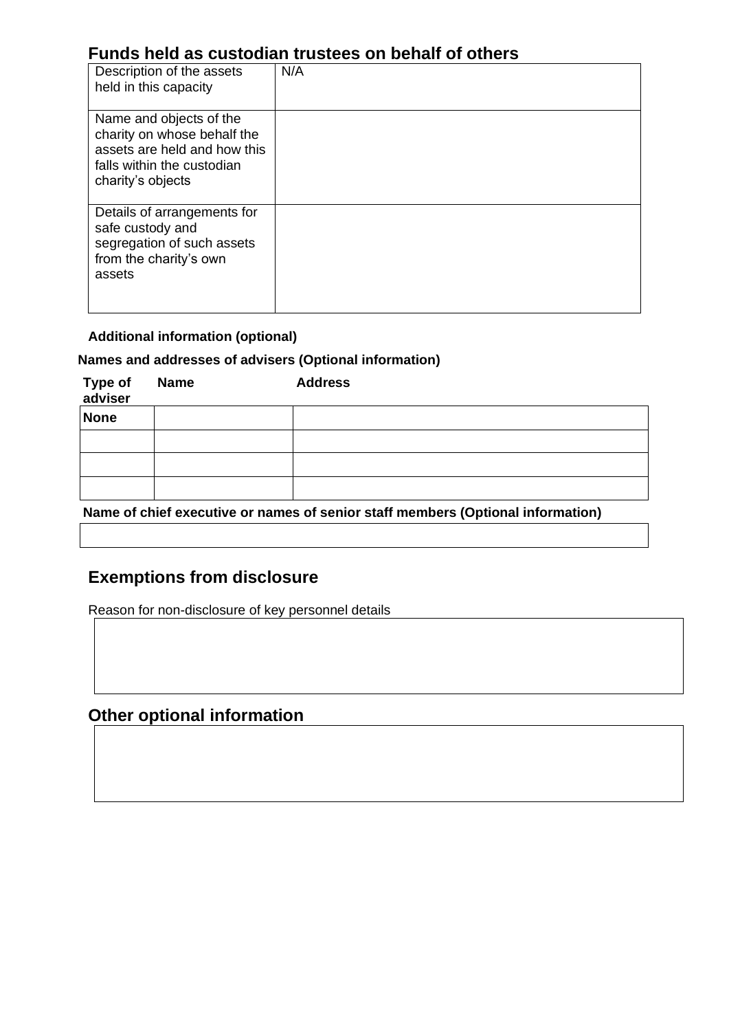## Funds held as custodian trustees on behalf of others

| | |
|---|---|
| Description of the assets held in this capacity | N/A |
| Name and objects of the charity on whose behalf the assets are held and how this falls within the custodian charity's objects | |
| Details of arrangements for safe custody and segregation of such assets from the charity's own assets | |

**Additional information (optional)**

**Names and addresses of advisers (Optional information)**

| Type of adviser | Name | Address |
|---|---|---|
| **None** | | |
| | | |
| | | |
| | | |

**Name of chief executive or names of senior staff members (Optional information)**

| |
|---|
| |

## Exemptions from disclosure

Reason for non-disclosure of key personnel details

| |
|---|
| |

## Other optional information

| |
|---|
| |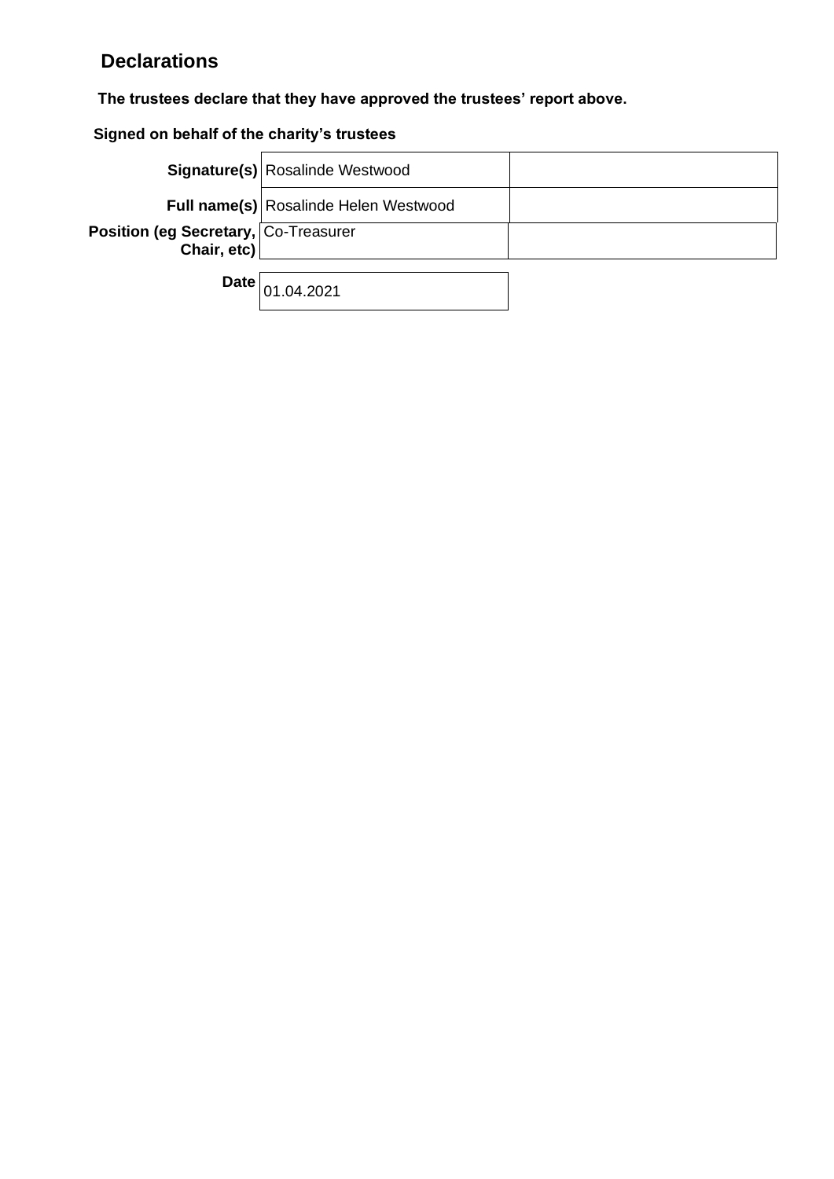## Declarations

**The trustees declare that they have approved the trustees' report above.**

**Signed on behalf of the charity's trustees**

| | | |
|---|---|---|
| **Signature(s)** | Rosalinde Westwood | |
| **Full name(s)** | Rosalinde Helen Westwood | |
| **Position (eg Secretary, Chair, etc)** | Co-Treasurer | |
| **Date** | 01.04.2021 | |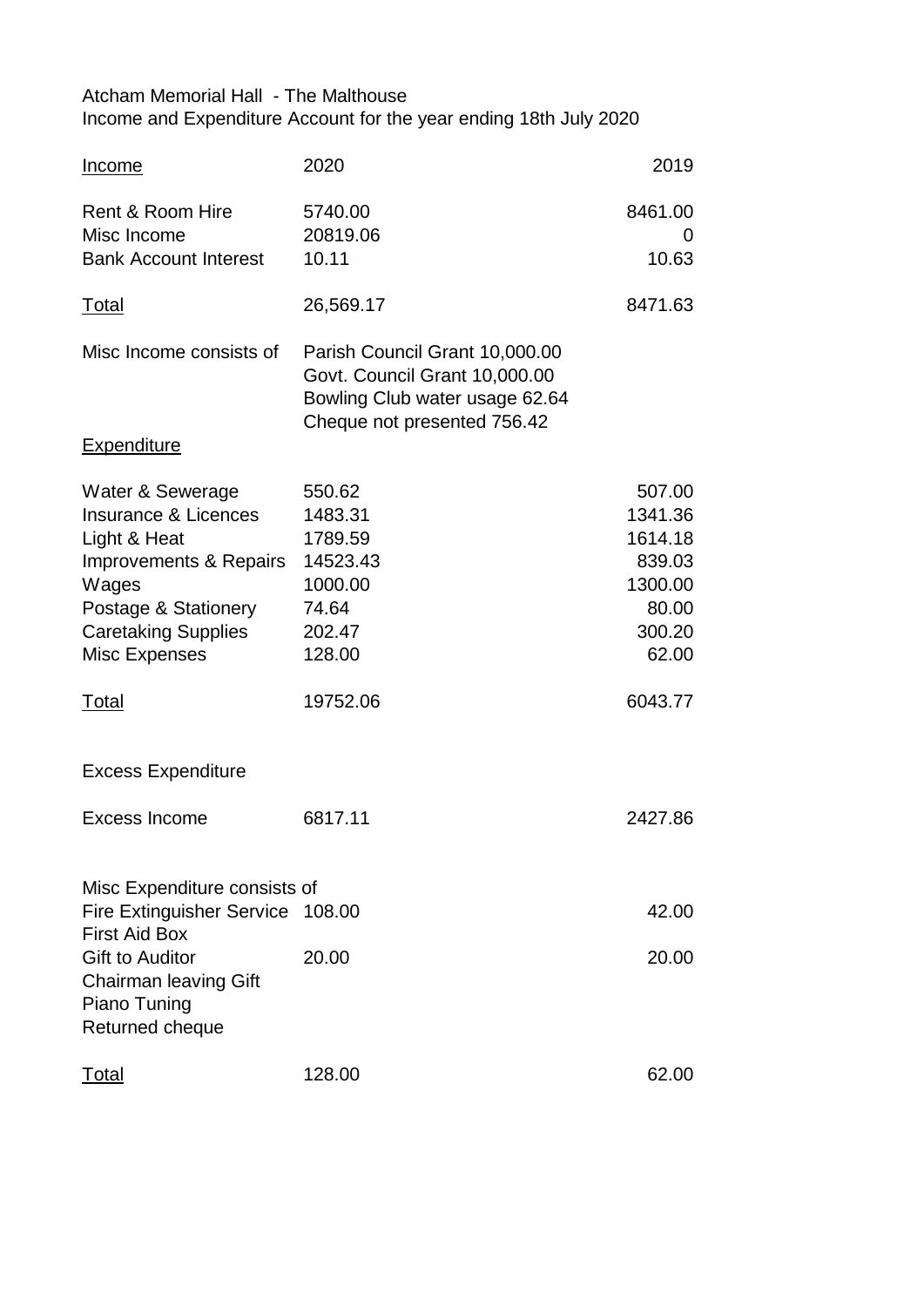Atcham Memorial Hall - The Malthouse
Income and Expenditure Account for the year ending 18th July 2020

| Income | 2020 | 2019 |
|---|---|---|
| Rent & Room Hire | 5740.00 | 8461.00 |
| Misc Income | 20819.06 | 0 |
| Bank Account Interest | 10.11 | 10.63 |
| Total | 26,569.17 | 8471.63 |
| Misc Income consists of | Parish Council Grant 10,000.00<br>Govt. Council Grant 10,000.00<br>Bowling Club water usage 62.64<br>Cheque not presented 756.42 | |

| Expenditure | 2020 | 2019 |
|---|---|---|
| Water & Sewerage | 550.62 | 507.00 |
| Insurance & Licences | 1483.31 | 1341.36 |
| Light & Heat | 1789.59 | 1614.18 |
| Improvements & Repairs | 14523.43 | 839.03 |
| Wages | 1000.00 | 1300.00 |
| Postage & Stationery | 74.64 | 80.00 |
| Caretaking Supplies | 202.47 | 300.20 |
| Misc Expenses | 128.00 | 62.00 |
| Total | 19752.06 | 6043.77 |
| Excess Expenditure | | |
| Excess Income | 6817.11 | 2427.86 |

| Misc Expenditure consists of | 2020 | 2019 |
|---|---|---|
| Fire Extinguisher Service | 108.00 | 42.00 |
| First Aid Box | | |
| Gift to Auditor | 20.00 | 20.00 |
| Chairman leaving Gift | | |
| Piano Tuning | | |
| Returned cheque | | |
| Total | 128.00 | 62.00 |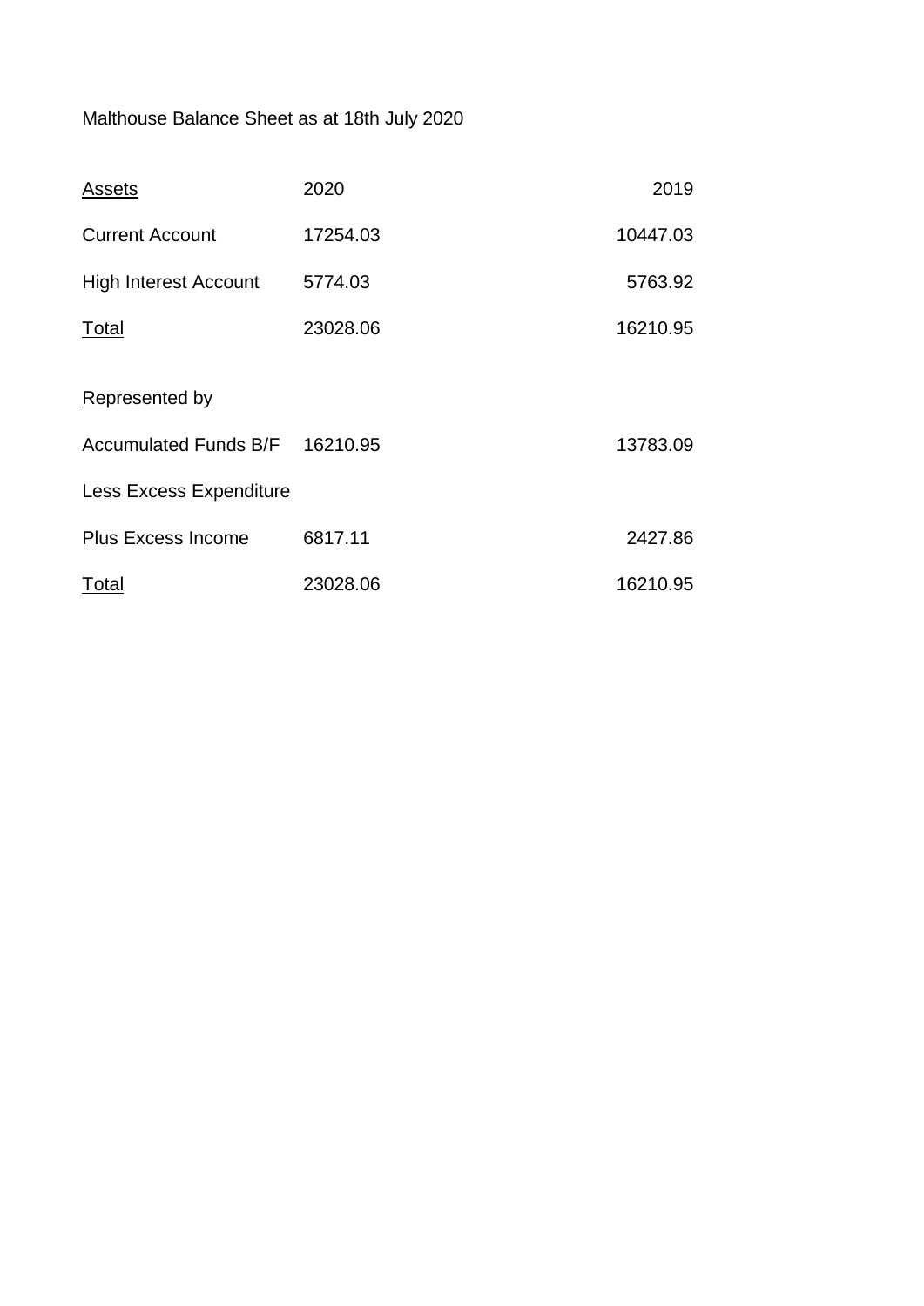Malthouse Balance Sheet as at 18th July 2020

| Assets | 2020 | 2019 |
|---|---|---|
| Current Account | 17254.03 | 10447.03 |
| High Interest Account | 5774.03 | 5763.92 |
| Total | 23028.06 | 16210.95 |
| | | |
| Represented by | | |
| Accumulated Funds B/F | 16210.95 | 13783.09 |
| Less Excess Expenditure | | |
| Plus Excess Income | 6817.11 | 2427.86 |
| Total | 23028.06 | 16210.95 |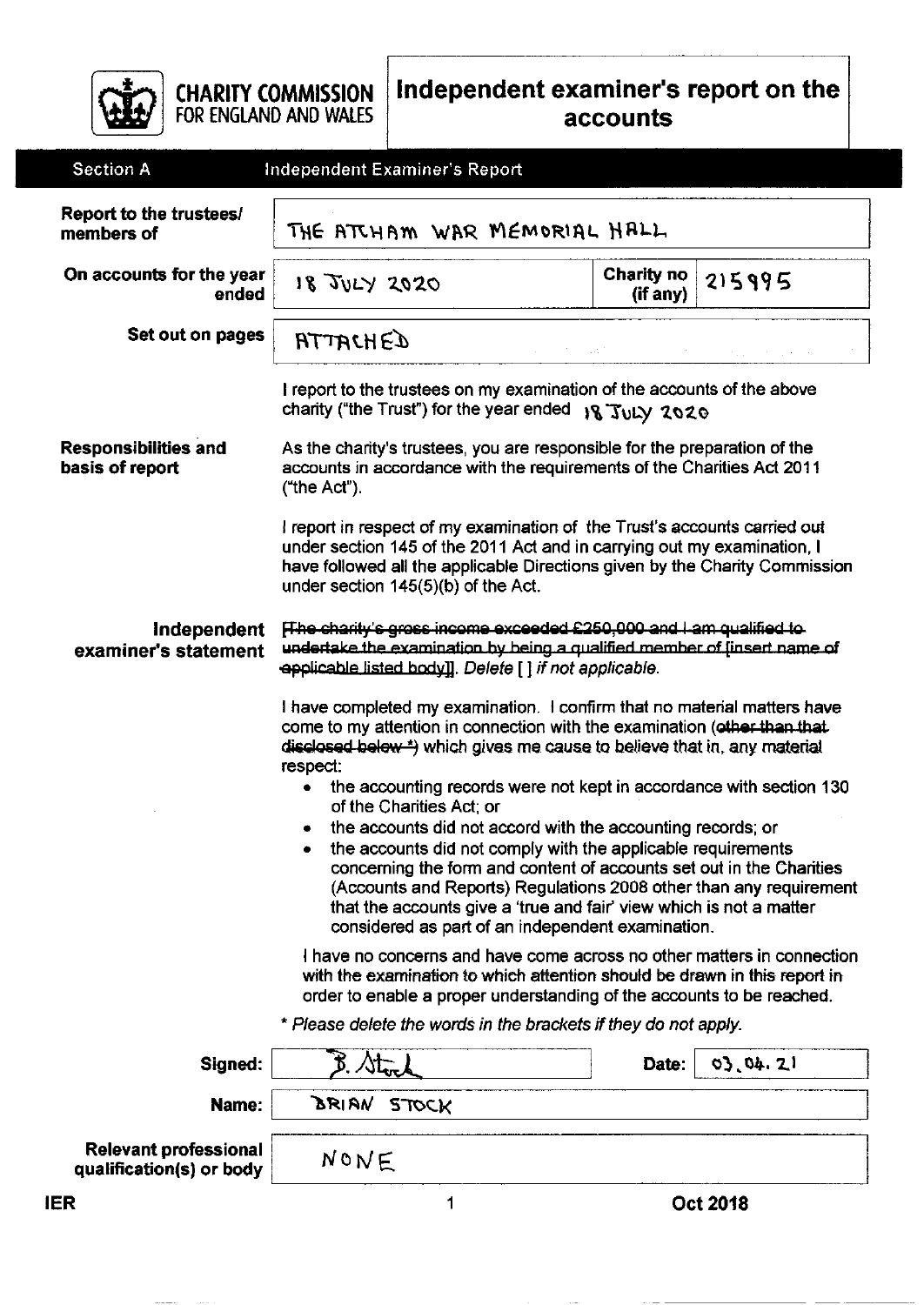**CHARITY COMMISSION FOR ENGLAND AND WALES**

# Independent examiner's report on the accounts

## Section A Independent Examiner's Report

**Report to the trustees/ members of:** THE ATCHAM WAR MEMORIAL HALL

**On accounts for the year ended:** 18 JULY 2020 **Charity no (if any):** 215995

**Set out on pages:** ATTACHED

I report to the trustees on my examination of the accounts of the above charity ("the Trust") for the year ended 18 JULY 2020

**Responsibilities and basis of report**

As the charity's trustees, you are responsible for the preparation of the accounts in accordance with the requirements of the Charities Act 2011 ("the Act").

I report in respect of my examination of the Trust's accounts carried out under section 145 of the 2011 Act and in carrying out my examination, I have followed all the applicable Directions given by the Charity Commission under section 145(5)(b) of the Act.

**Independent examiner's statement**

~~[The charity's gross income exceeded £250,000 and I am qualified to undertake the examination by being a qualified member of [insert name of applicable listed body]]~~. *Delete [ ] if not applicable.*

I have completed my examination. I confirm that no material matters have come to my attention in connection with the examination (~~other than that disclosed below *~~) which gives me cause to believe that in, any material respect:

- the accounting records were not kept in accordance with section 130 of the Charities Act; or
- the accounts did not accord with the accounting records; or
- the accounts did not comply with the applicable requirements concerning the form and content of accounts set out in the Charities (Accounts and Reports) Regulations 2008 other than any requirement that the accounts give a 'true and fair' view which is not a matter considered as part of an independent examination.

I have no concerns and have come across no other matters in connection with the examination to which attention should be drawn in this report in order to enable a proper understanding of the accounts to be reached.

*\* Please delete the words in the brackets if they do not apply.*

**Signed:** B. Stock **Date:** 03.04.21

**Name:** BRIAN STOCK

**Relevant professional qualification(s) or body:** NONE

IER Oct 2018